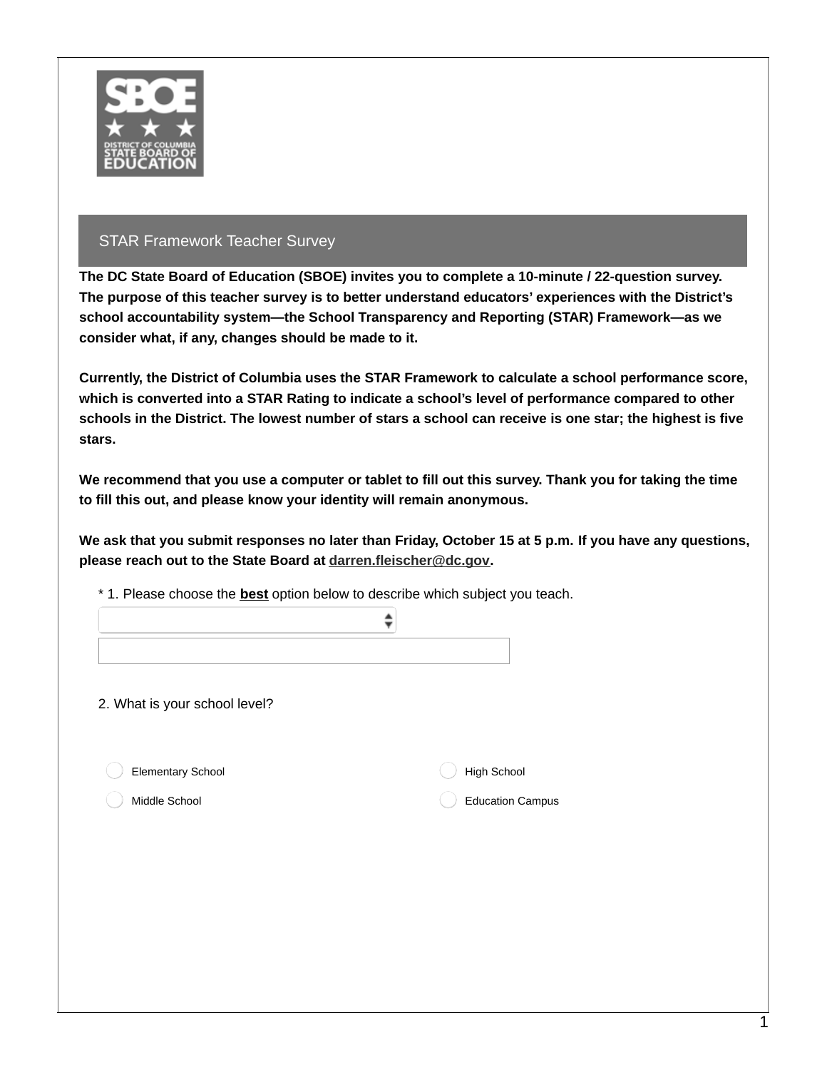## STAR Framework Teacher Survey

**The DC State Board of Education (SBOE) invites you to complete a 10-minute / 22-question survey. The purpose of this teacher survey is to better understand educators' experiences with the District's school accountability system—the School Transparency and Reporting (STAR) Framework—as we consider what, if any, changes should be made to it.**

**Currently, the District of Columbia uses the STAR Framework to calculate a school performance score, which is converted into a STAR Rating to indicate a school's level of performance compared to other schools in the District. The lowest number of stars a school can receive is one star; the highest is five stars.**

**We recommend that you use a computer or tablet to fill out this survey. Thank you for taking the time to fill this out, and please know your identity will remain anonymous.**

**We ask that you submit responses no later than Friday, October 15 at 5 p.m. If you have any questions, please reach out to the State Board at darren.fleischer@dc.gov.**

* 1. Please choose the **best** option below to describe which subject you teach.

2. What is your school level?

- Elementary School
- Middle School
- High School
- Education Campus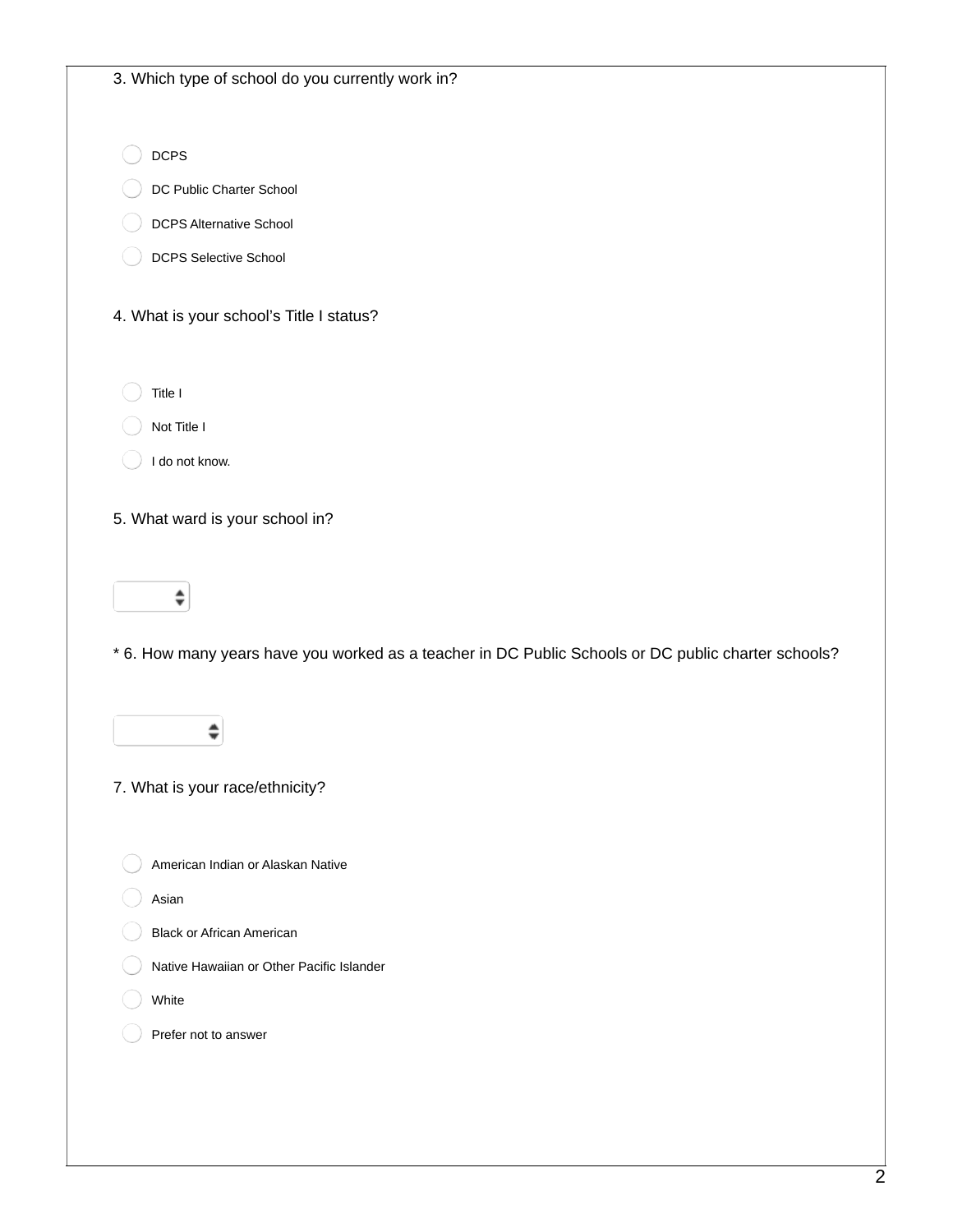3. Which type of school do you currently work in?

- DCPS
- DC Public Charter School
- DCPS Alternative School
- DCPS Selective School

4. What is your school's Title I status?

- Title I
- Not Title I
- I do not know.

5. What ward is your school in?

* 6. How many years have you worked as a teacher in DC Public Schools or DC public charter schools?

7. What is your race/ethnicity?

- American Indian or Alaskan Native
- Asian
- Black or African American
- Native Hawaiian or Other Pacific Islander
- White
- Prefer not to answer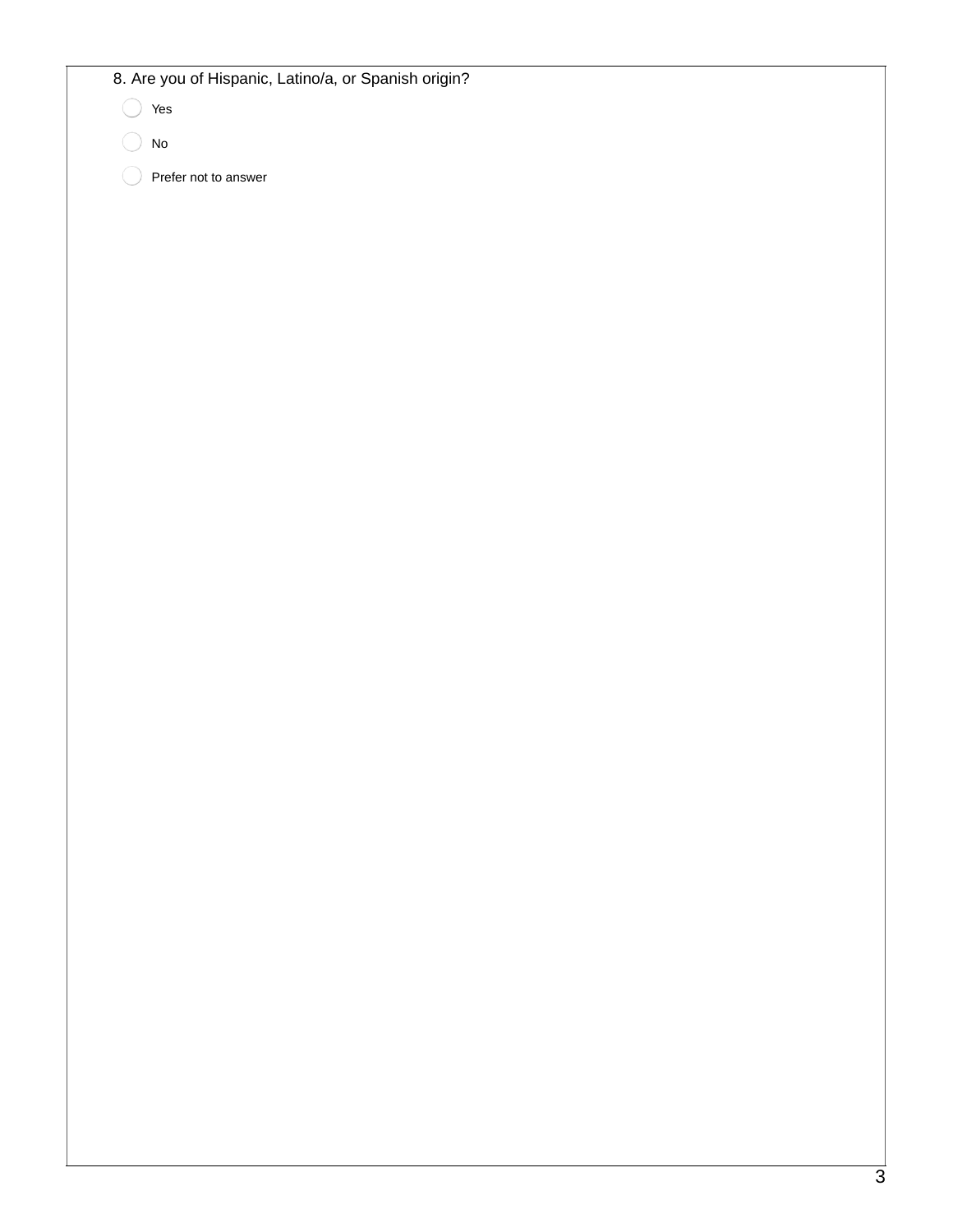8. Are you of Hispanic, Latino/a, or Spanish origin?

- Yes
- No
- Prefer not to answer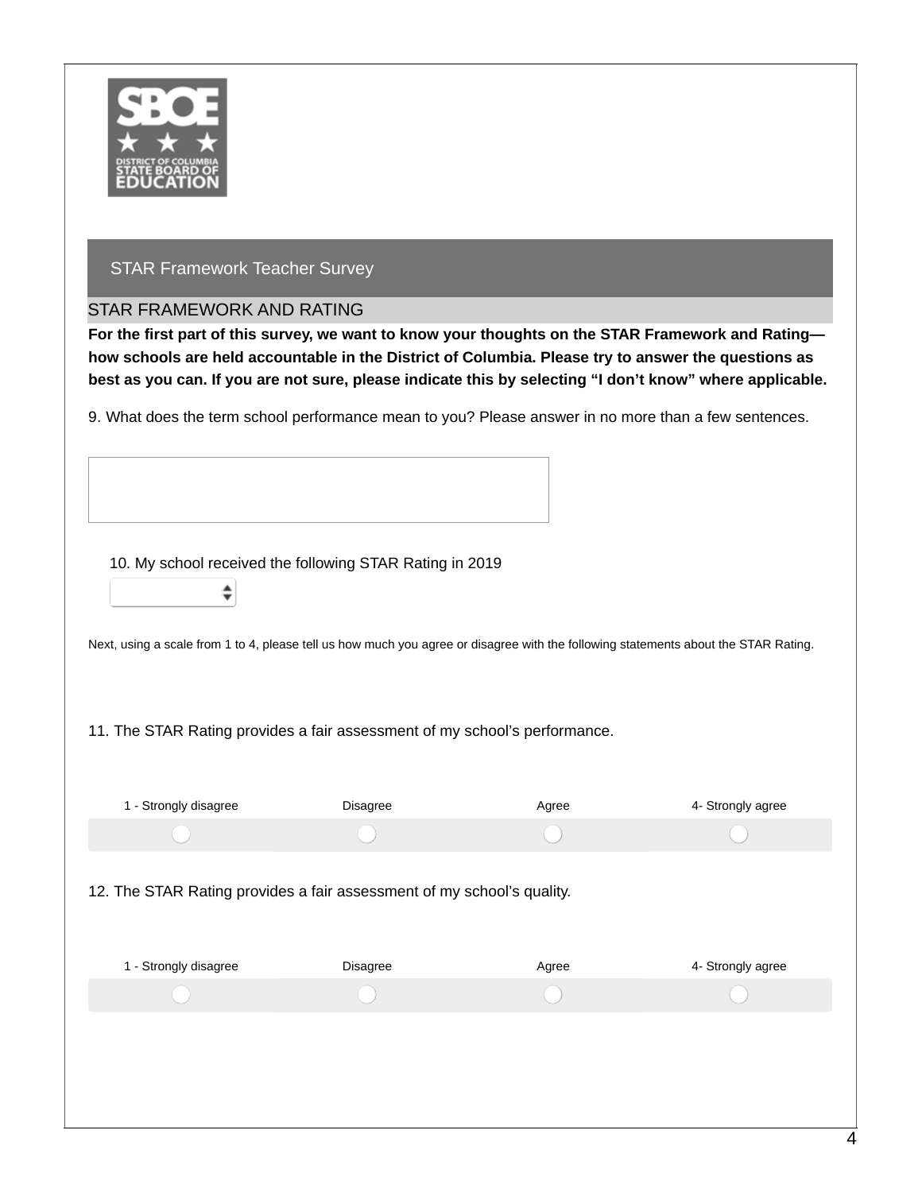STAR Framework Teacher Survey

## STAR FRAMEWORK AND RATING

**For the first part of this survey, we want to know your thoughts on the STAR Framework and Rating—how schools are held accountable in the District of Columbia. Please try to answer the questions as best as you can. If you are not sure, please indicate this by selecting "I don't know" where applicable.**

9. What does the term school performance mean to you? Please answer in no more than a few sentences.

10. My school received the following STAR Rating in 2019

Next, using a scale from 1 to 4, please tell us how much you agree or disagree with the following statements about the STAR Rating.

11. The STAR Rating provides a fair assessment of my school's performance.

| 1 - Strongly disagree | Disagree | Agree | 4- Strongly agree |
|---|---|---|---|
| ○ | ○ | ○ | ○ |

12. The STAR Rating provides a fair assessment of my school's quality.

| 1 - Strongly disagree | Disagree | Agree | 4- Strongly agree |
|---|---|---|---|
| ○ | ○ | ○ | ○ |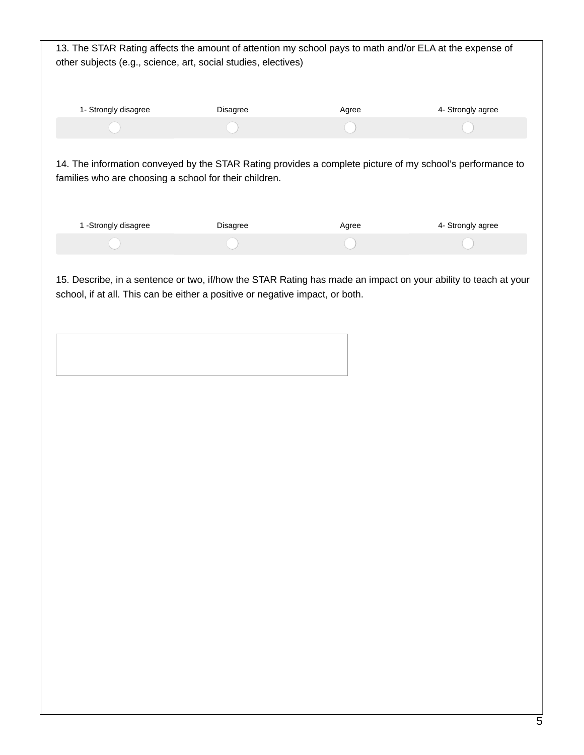13. The STAR Rating affects the amount of attention my school pays to math and/or ELA at the expense of other subjects (e.g., science, art, social studies, electives)

| 1- Strongly disagree | Disagree | Agree | 4- Strongly agree |
|---|---|---|---|
| ○ | ○ | ○ | ○ |

14. The information conveyed by the STAR Rating provides a complete picture of my school's performance to families who are choosing a school for their children.

| 1 -Strongly disagree | Disagree | Agree | 4- Strongly agree |
|---|---|---|---|
| ○ | ○ | ○ | ○ |

15. Describe, in a sentence or two, if/how the STAR Rating has made an impact on your ability to teach at your school, if at all. This can be either a positive or negative impact, or both.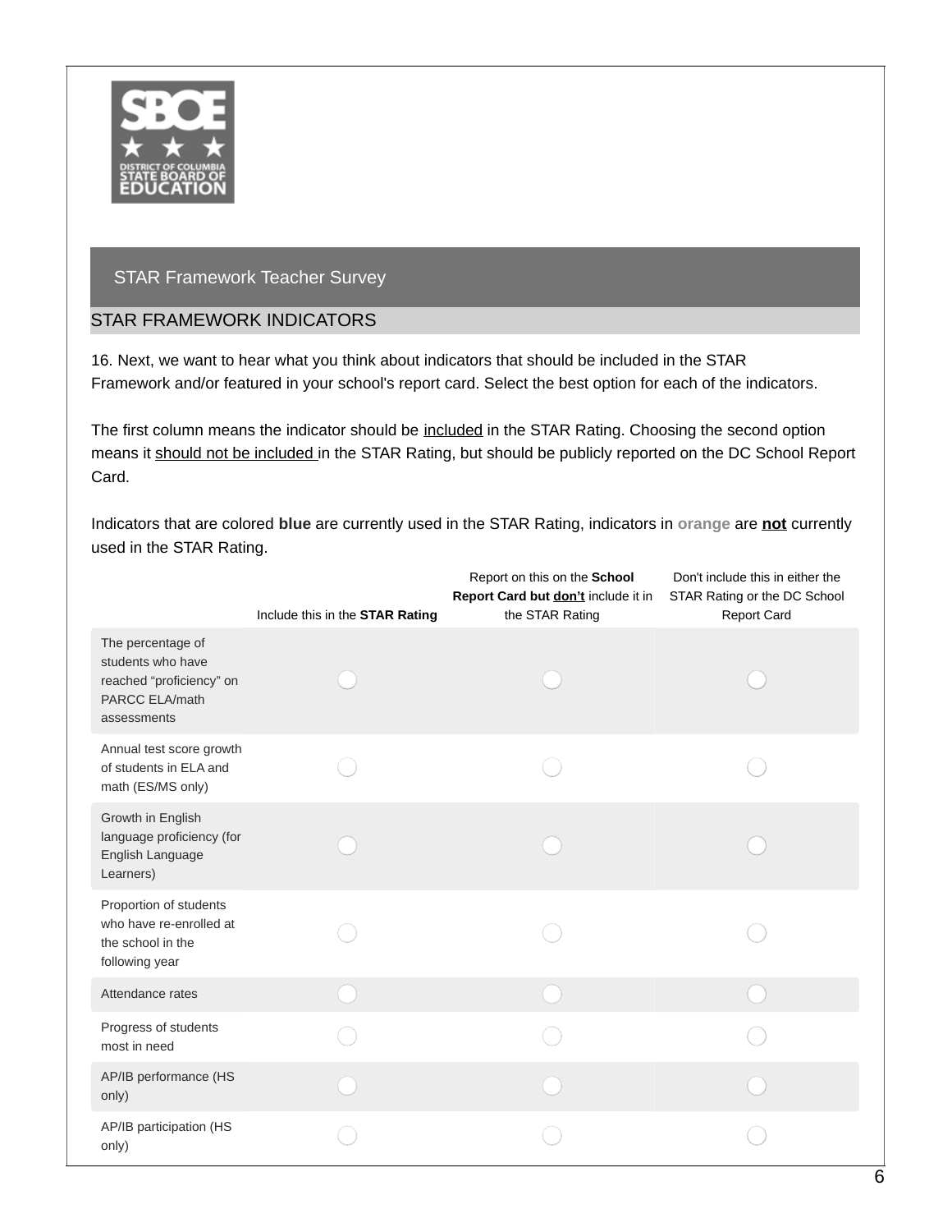## STAR Framework Teacher Survey

### STAR FRAMEWORK INDICATORS

16. Next, we want to hear what you think about indicators that should be included in the STAR Framework and/or featured in your school's report card. Select the best option for each of the indicators.

The first column means the indicator should be included in the STAR Rating. Choosing the second option means it should not be included in the STAR Rating, but should be publicly reported on the DC School Report Card.

Indicators that are colored **blue** are currently used in the STAR Rating, indicators in **orange** are **not** currently used in the STAR Rating.

| | Include this in the **STAR Rating** | Report on this on the **School Report Card but don't** include it in the STAR Rating | Don't include this in either the STAR Rating or the DC School Report Card |
|---|---|---|---|
| The percentage of students who have reached "proficiency" on PARCC ELA/math assessments | ○ | ○ | ○ |
| Annual test score growth of students in ELA and math (ES/MS only) | ○ | ○ | ○ |
| Growth in English language proficiency (for English Language Learners) | ○ | ○ | ○ |
| Proportion of students who have re-enrolled at the school in the following year | ○ | ○ | ○ |
| Attendance rates | ○ | ○ | ○ |
| Progress of students most in need | ○ | ○ | ○ |
| AP/IB performance (HS only) | ○ | ○ | ○ |
| AP/IB participation (HS only) | ○ | ○ | ○ |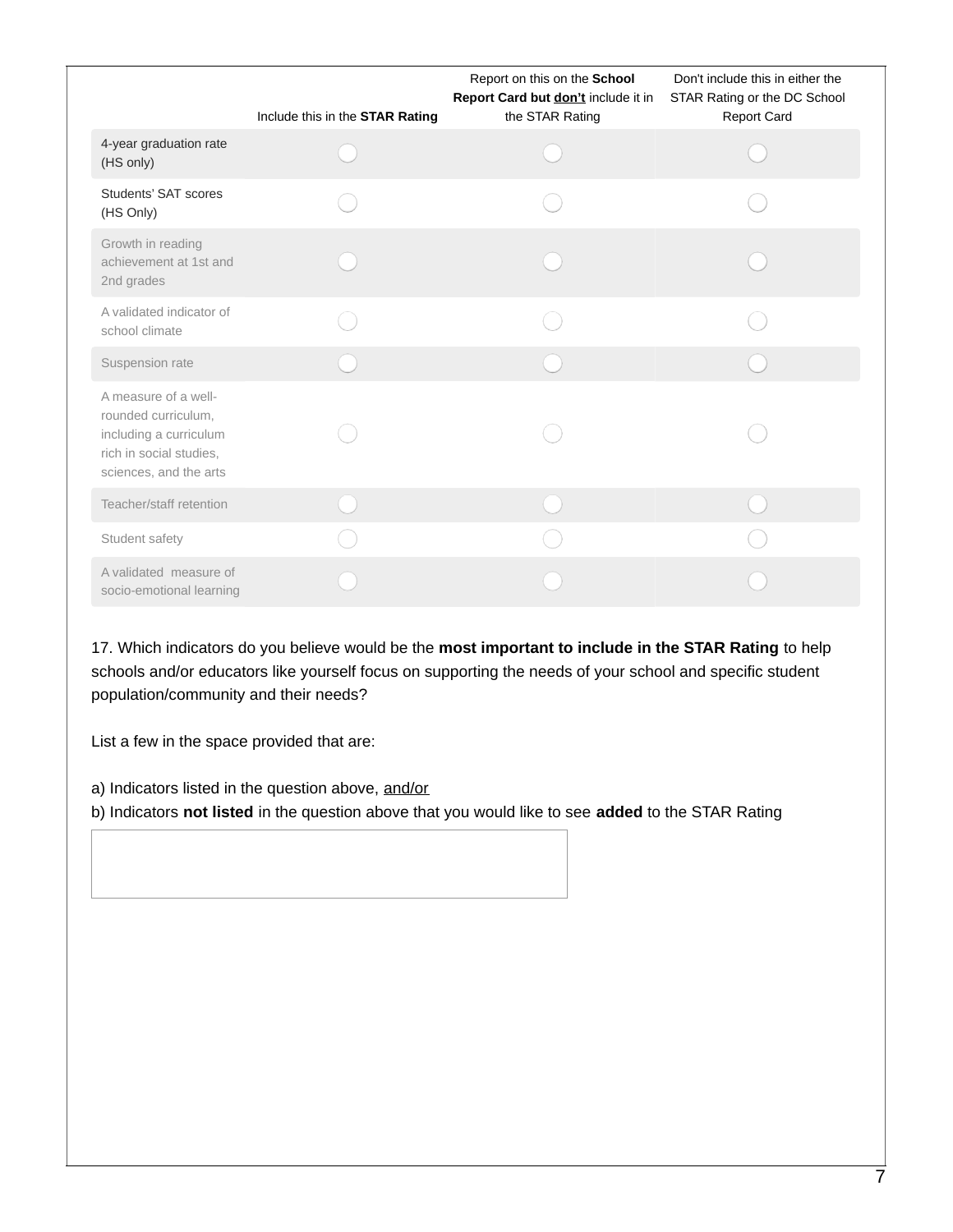| | Include this in the **STAR Rating** | Report on this on the **School Report Card but <u>don't</u>** include it in the STAR Rating | Don't include this in either the STAR Rating or the DC School Report Card |
|---|---|---|---|
| 4-year graduation rate (HS only) | ◯ | ◯ | ◯ |
| Students' SAT scores (HS Only) | ◯ | ◯ | ◯ |
| Growth in reading achievement at 1st and 2nd grades | ◯ | ◯ | ◯ |
| A validated indicator of school climate | ◯ | ◯ | ◯ |
| Suspension rate | ◯ | ◯ | ◯ |
| A measure of a well-rounded curriculum, including a curriculum rich in social studies, sciences, and the arts | ◯ | ◯ | ◯ |
| Teacher/staff retention | ◯ | ◯ | ◯ |
| Student safety | ◯ | ◯ | ◯ |
| A validated measure of socio-emotional learning | ◯ | ◯ | ◯ |

17. Which indicators do you believe would be the **most important to include in the STAR Rating** to help schools and/or educators like yourself focus on supporting the needs of your school and specific student population/community and their needs?

List a few in the space provided that are:

a) Indicators listed in the question above, <u>and/or</u>
b) Indicators **not listed** in the question above that you would like to see **added** to the STAR Rating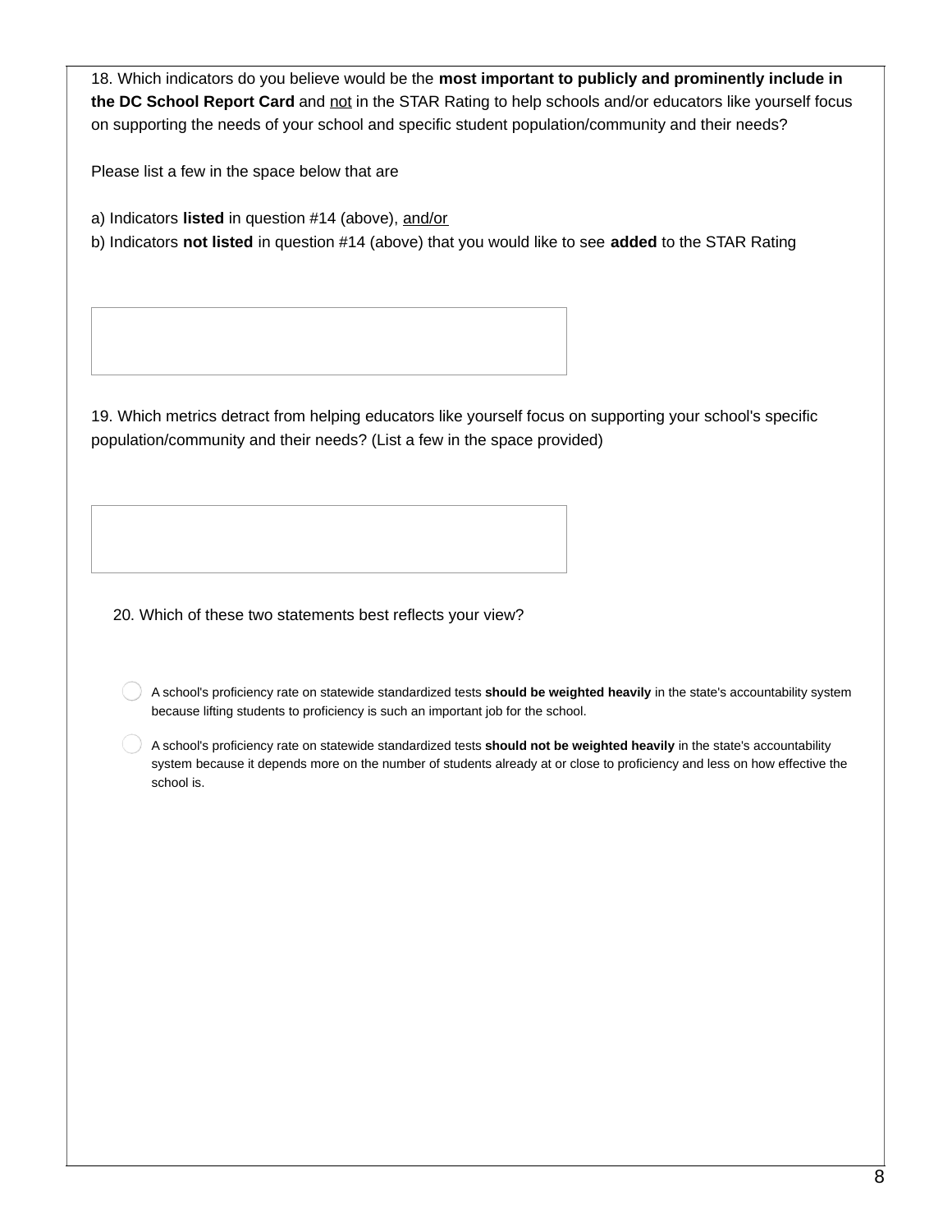18. Which indicators do you believe would be the **most important to publicly and prominently include in the DC School Report Card** and not in the STAR Rating to help schools and/or educators like yourself focus on supporting the needs of your school and specific student population/community and their needs?

Please list a few in the space below that are

a) Indicators **listed** in question #14 (above), and/or
b) Indicators **not listed** in question #14 (above) that you would like to see **added** to the STAR Rating

19. Which metrics detract from helping educators like yourself focus on supporting your school's specific population/community and their needs? (List a few in the space provided)

20. Which of these two statements best reflects your view?

- ◯ A school's proficiency rate on statewide standardized tests **should be weighted heavily** in the state's accountability system because lifting students to proficiency is such an important job for the school.
- ◯ A school's proficiency rate on statewide standardized tests **should not be weighted heavily** in the state's accountability system because it depends more on the number of students already at or close to proficiency and less on how effective the school is.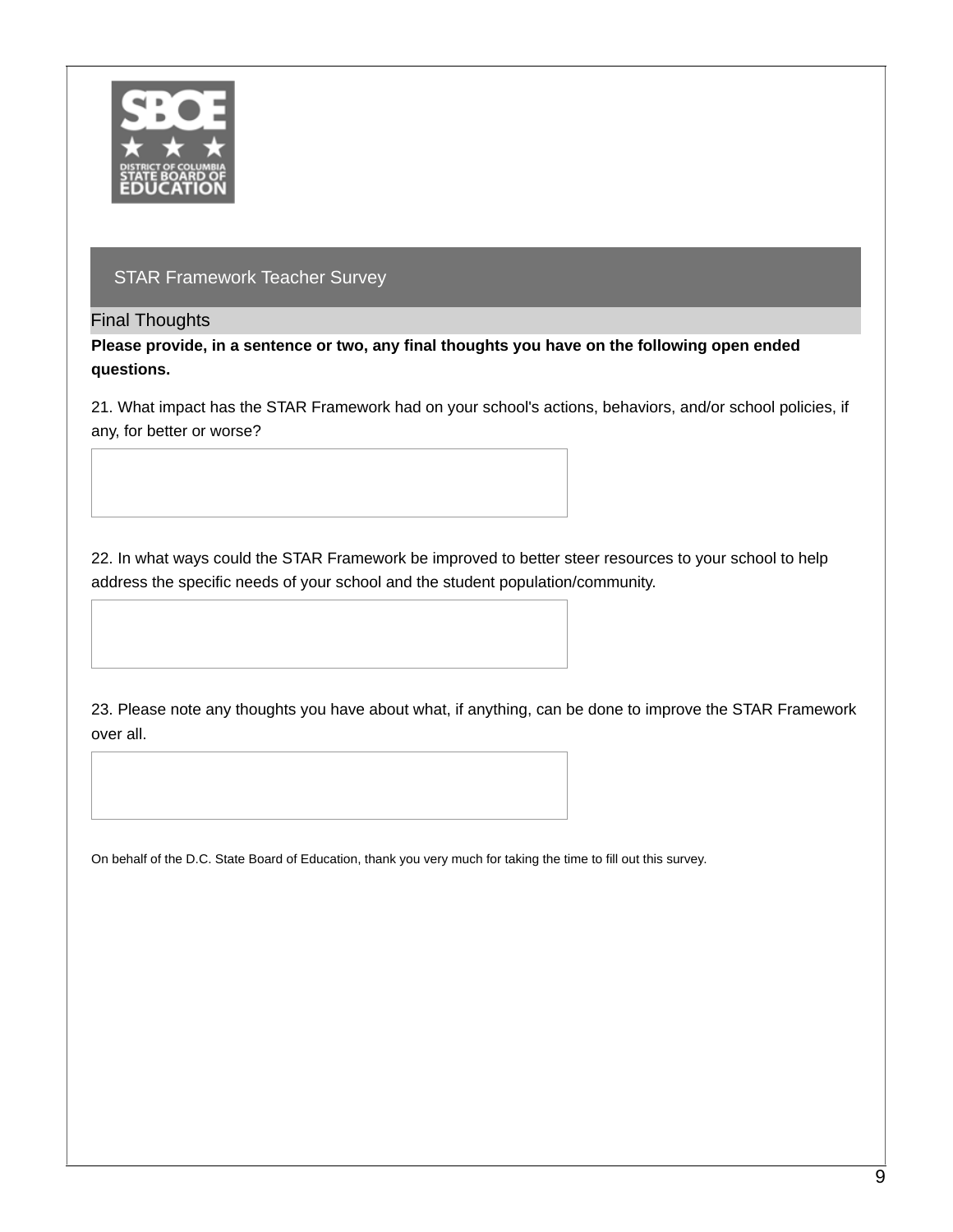## STAR Framework Teacher Survey

### Final Thoughts

**Please provide, in a sentence or two, any final thoughts you have on the following open ended questions.**

21. What impact has the STAR Framework had on your school's actions, behaviors, and/or school policies, if any, for better or worse?

22. In what ways could the STAR Framework be improved to better steer resources to your school to help address the specific needs of your school and the student population/community.

23. Please note any thoughts you have about what, if anything, can be done to improve the STAR Framework over all.

On behalf of the D.C. State Board of Education, thank you very much for taking the time to fill out this survey.